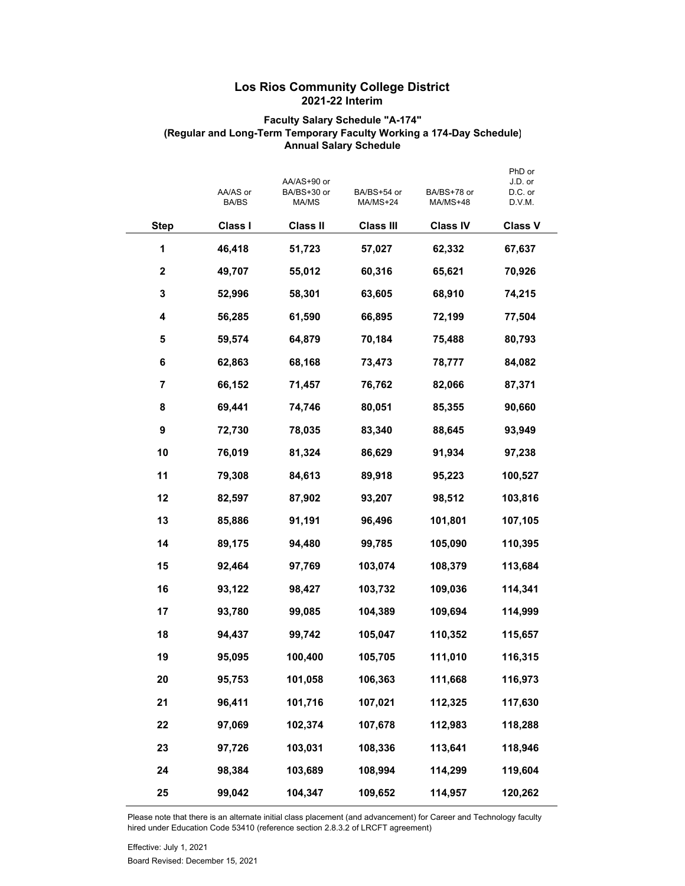# Los Rios Community College District
## 2021-22 Interim

### Faculty Salary Schedule "A-174"
### (Regular and Long-Term Temporary Faculty Working a 174-Day Schedule)
### Annual Salary Schedule

| Step | AA/AS or BA/BS<br>Class I | AA/AS+90 or BA/BS+30 or MA/MS<br>Class II | BA/BS+54 or MA/MS+24<br>Class III | BA/BS+78 or MA/MS+48<br>Class IV | PhD or J.D. or D.C. or D.V.M.<br>Class V |
|---|---|---|---|---|---|
| 1 | 46,418 | 51,723 | 57,027 | 62,332 | 67,637 |
| 2 | 49,707 | 55,012 | 60,316 | 65,621 | 70,926 |
| 3 | 52,996 | 58,301 | 63,605 | 68,910 | 74,215 |
| 4 | 56,285 | 61,590 | 66,895 | 72,199 | 77,504 |
| 5 | 59,574 | 64,879 | 70,184 | 75,488 | 80,793 |
| 6 | 62,863 | 68,168 | 73,473 | 78,777 | 84,082 |
| 7 | 66,152 | 71,457 | 76,762 | 82,066 | 87,371 |
| 8 | 69,441 | 74,746 | 80,051 | 85,355 | 90,660 |
| 9 | 72,730 | 78,035 | 83,340 | 88,645 | 93,949 |
| 10 | 76,019 | 81,324 | 86,629 | 91,934 | 97,238 |
| 11 | 79,308 | 84,613 | 89,918 | 95,223 | 100,527 |
| 12 | 82,597 | 87,902 | 93,207 | 98,512 | 103,816 |
| 13 | 85,886 | 91,191 | 96,496 | 101,801 | 107,105 |
| 14 | 89,175 | 94,480 | 99,785 | 105,090 | 110,395 |
| 15 | 92,464 | 97,769 | 103,074 | 108,379 | 113,684 |
| 16 | 93,122 | 98,427 | 103,732 | 109,036 | 114,341 |
| 17 | 93,780 | 99,085 | 104,389 | 109,694 | 114,999 |
| 18 | 94,437 | 99,742 | 105,047 | 110,352 | 115,657 |
| 19 | 95,095 | 100,400 | 105,705 | 111,010 | 116,315 |
| 20 | 95,753 | 101,058 | 106,363 | 111,668 | 116,973 |
| 21 | 96,411 | 101,716 | 107,021 | 112,325 | 117,630 |
| 22 | 97,069 | 102,374 | 107,678 | 112,983 | 118,288 |
| 23 | 97,726 | 103,031 | 108,336 | 113,641 | 118,946 |
| 24 | 98,384 | 103,689 | 108,994 | 114,299 | 119,604 |
| 25 | 99,042 | 104,347 | 109,652 | 114,957 | 120,262 |

Please note that there is an alternate initial class placement (and advancement) for Career and Technology faculty hired under Education Code 53410 (reference section 2.8.3.2 of LRCFT agreement)

Effective: July 1, 2021

Board Revised: December 15, 2021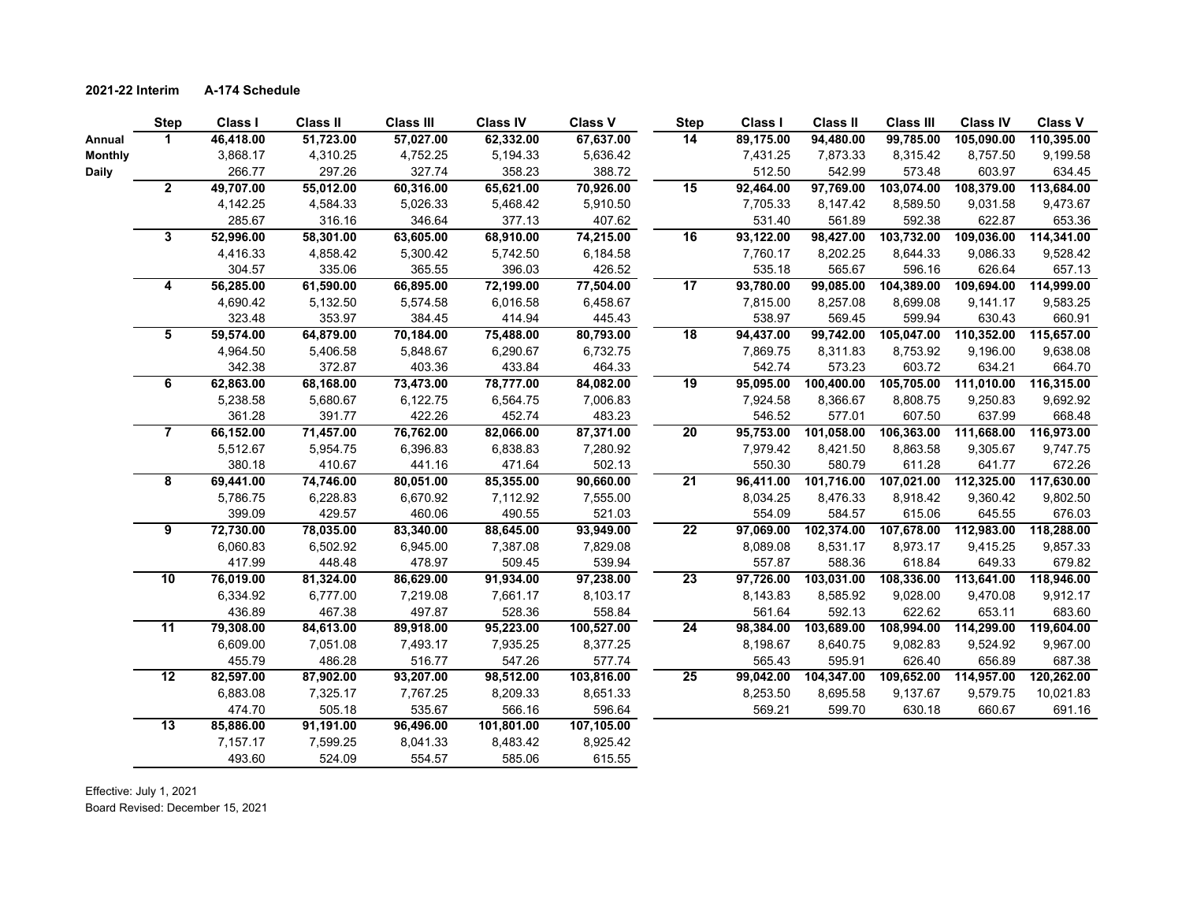**2021-22 Interim A-174 Schedule**

| | Step | Class I | Class II | Class III | Class IV | Class V |
|---|---|---|---|---|---|---|
| Annual | **1** | **46,418.00** | **51,723.00** | **57,027.00** | **62,332.00** | **67,637.00** |
| Monthly | | 3,868.17 | 4,310.25 | 4,752.25 | 5,194.33 | 5,636.42 |
| Daily | | 266.77 | 297.26 | 327.74 | 358.23 | 388.72 |
| | **2** | **49,707.00** | **55,012.00** | **60,316.00** | **65,621.00** | **70,926.00** |
| | | 4,142.25 | 4,584.33 | 5,026.33 | 5,468.42 | 5,910.50 |
| | | 285.67 | 316.16 | 346.64 | 377.13 | 407.62 |
| | **3** | **52,996.00** | **58,301.00** | **63,605.00** | **68,910.00** | **74,215.00** |
| | | 4,416.33 | 4,858.42 | 5,300.42 | 5,742.50 | 6,184.58 |
| | | 304.57 | 335.06 | 365.55 | 396.03 | 426.52 |
| | **4** | **56,285.00** | **61,590.00** | **66,895.00** | **72,199.00** | **77,504.00** |
| | | 4,690.42 | 5,132.50 | 5,574.58 | 6,016.58 | 6,458.67 |
| | | 323.48 | 353.97 | 384.45 | 414.94 | 445.43 |
| | **5** | **59,574.00** | **64,879.00** | **70,184.00** | **75,488.00** | **80,793.00** |
| | | 4,964.50 | 5,406.58 | 5,848.67 | 6,290.67 | 6,732.75 |
| | | 342.38 | 372.87 | 403.36 | 433.84 | 464.33 |
| | **6** | **62,863.00** | **68,168.00** | **73,473.00** | **78,777.00** | **84,082.00** |
| | | 5,238.58 | 5,680.67 | 6,122.75 | 6,564.75 | 7,006.83 |
| | | 361.28 | 391.77 | 422.26 | 452.74 | 483.23 |
| | **7** | **66,152.00** | **71,457.00** | **76,762.00** | **82,066.00** | **87,371.00** |
| | | 5,512.67 | 5,954.75 | 6,396.83 | 6,838.83 | 7,280.92 |
| | | 380.18 | 410.67 | 441.16 | 471.64 | 502.13 |
| | **8** | **69,441.00** | **74,746.00** | **80,051.00** | **85,355.00** | **90,660.00** |
| | | 5,786.75 | 6,228.83 | 6,670.92 | 7,112.92 | 7,555.00 |
| | | 399.09 | 429.57 | 460.06 | 490.55 | 521.03 |
| | **9** | **72,730.00** | **78,035.00** | **83,340.00** | **88,645.00** | **93,949.00** |
| | | 6,060.83 | 6,502.92 | 6,945.00 | 7,387.08 | 7,829.08 |
| | | 417.99 | 448.48 | 478.97 | 509.45 | 539.94 |
| | **10** | **76,019.00** | **81,324.00** | **86,629.00** | **91,934.00** | **97,238.00** |
| | | 6,334.92 | 6,777.00 | 7,219.08 | 7,661.17 | 8,103.17 |
| | | 436.89 | 467.38 | 497.87 | 528.36 | 558.84 |
| | **11** | **79,308.00** | **84,613.00** | **89,918.00** | **95,223.00** | **100,527.00** |
| | | 6,609.00 | 7,051.08 | 7,493.17 | 7,935.25 | 8,377.25 |
| | | 455.79 | 486.28 | 516.77 | 547.26 | 577.74 |
| | **12** | **82,597.00** | **87,902.00** | **93,207.00** | **98,512.00** | **103,816.00** |
| | | 6,883.08 | 7,325.17 | 7,767.25 | 8,209.33 | 8,651.33 |
| | | 474.70 | 505.18 | 535.67 | 566.16 | 596.64 |
| | **13** | **85,886.00** | **91,191.00** | **96,496.00** | **101,801.00** | **107,105.00** |
| | | 7,157.17 | 7,599.25 | 8,041.33 | 8,483.42 | 8,925.42 |
| | | 493.60 | 524.09 | 554.57 | 585.06 | 615.55 |
| | **14** | **89,175.00** | **94,480.00** | **99,785.00** | **105,090.00** | **110,395.00** |
| | | 7,431.25 | 7,873.33 | 8,315.42 | 8,757.50 | 9,199.58 |
| | | 512.50 | 542.99 | 573.48 | 603.97 | 634.45 |
| | **15** | **92,464.00** | **97,769.00** | **103,074.00** | **108,379.00** | **113,684.00** |
| | | 7,705.33 | 8,147.42 | 8,589.50 | 9,031.58 | 9,473.67 |
| | | 531.40 | 561.89 | 592.38 | 622.87 | 653.36 |
| | **16** | **93,122.00** | **98,427.00** | **103,732.00** | **109,036.00** | **114,341.00** |
| | | 7,760.17 | 8,202.25 | 8,644.33 | 9,086.33 | 9,528.42 |
| | | 535.18 | 565.67 | 596.16 | 626.64 | 657.13 |
| | **17** | **93,780.00** | **99,085.00** | **104,389.00** | **109,694.00** | **114,999.00** |
| | | 7,815.00 | 8,257.08 | 8,699.08 | 9,141.17 | 9,583.25 |
| | | 538.97 | 569.45 | 599.94 | 630.43 | 660.91 |
| | **18** | **94,437.00** | **99,742.00** | **105,047.00** | **110,352.00** | **115,657.00** |
| | | 7,869.75 | 8,311.83 | 8,753.92 | 9,196.00 | 9,638.08 |
| | | 542.74 | 573.23 | 603.72 | 634.21 | 664.70 |
| | **19** | **95,095.00** | **100,400.00** | **105,705.00** | **111,010.00** | **116,315.00** |
| | | 7,924.58 | 8,366.67 | 8,808.75 | 9,250.83 | 9,692.92 |
| | | 546.52 | 577.01 | 607.50 | 637.99 | 668.48 |
| | **20** | **95,753.00** | **101,058.00** | **106,363.00** | **111,668.00** | **116,973.00** |
| | | 7,979.42 | 8,421.50 | 8,863.58 | 9,305.67 | 9,747.75 |
| | | 550.30 | 580.79 | 611.28 | 641.77 | 672.26 |
| | **21** | **96,411.00** | **101,716.00** | **107,021.00** | **112,325.00** | **117,630.00** |
| | | 8,034.25 | 8,476.33 | 8,918.42 | 9,360.42 | 9,802.50 |
| | | 554.09 | 584.57 | 615.06 | 645.55 | 676.03 |
| | **22** | **97,069.00** | **102,374.00** | **107,678.00** | **112,983.00** | **118,288.00** |
| | | 8,089.08 | 8,531.17 | 8,973.17 | 9,415.25 | 9,857.33 |
| | | 557.87 | 588.36 | 618.84 | 649.33 | 679.82 |
| | **23** | **97,726.00** | **103,031.00** | **108,336.00** | **113,641.00** | **118,946.00** |
| | | 8,143.83 | 8,585.92 | 9,028.00 | 9,470.08 | 9,912.17 |
| | | 561.64 | 592.13 | 622.62 | 653.11 | 683.60 |
| | **24** | **98,384.00** | **103,689.00** | **108,994.00** | **114,299.00** | **119,604.00** |
| | | 8,198.67 | 8,640.75 | 9,082.83 | 9,524.92 | 9,967.00 |
| | | 565.43 | 595.91 | 626.40 | 656.89 | 687.38 |
| | **25** | **99,042.00** | **104,347.00** | **109,652.00** | **114,957.00** | **120,262.00** |
| | | 8,253.50 | 8,695.58 | 9,137.67 | 9,579.75 | 10,021.83 |
| | | 569.21 | 599.70 | 630.18 | 660.67 | 691.16 |

Effective: July 1, 2021

Board Revised: December 15, 2021